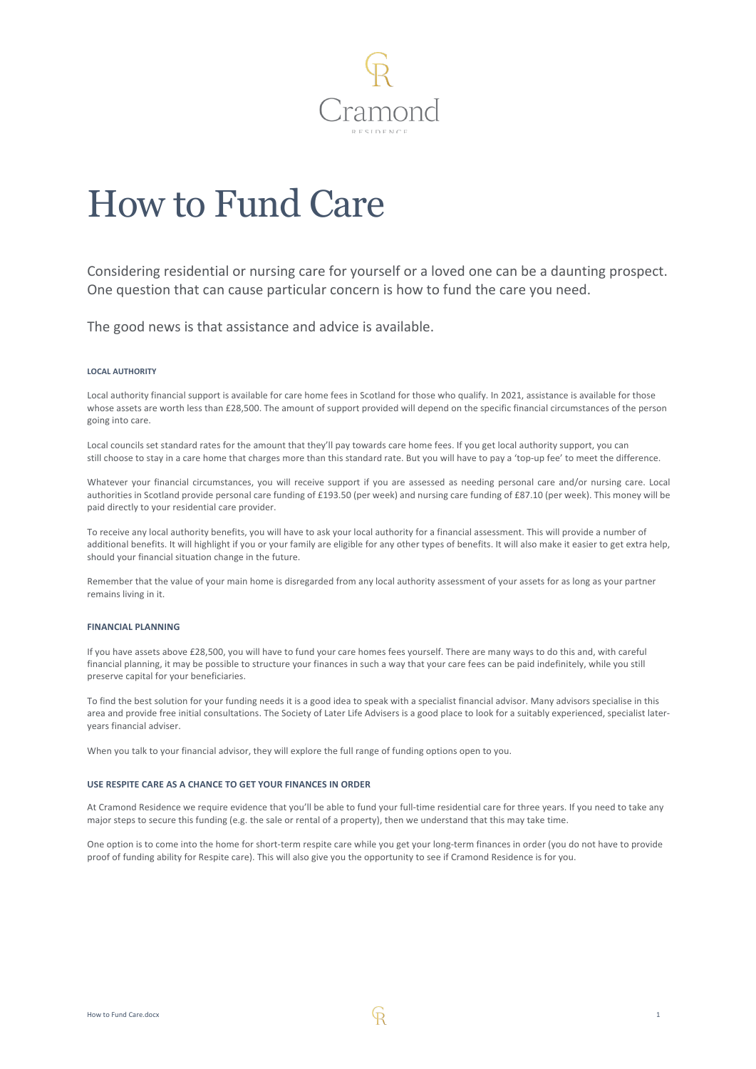Cramond

RESIDENCE

# How to Fund Care

Considering residential or nursing care for yourself or a loved one can be a daunting prospect. One question that can cause particular concern is how to fund the care you need.

The good news is that assistance and advice is available.

## LOCAL AUTHORITY

Local authority financial support is available for care home fees in Scotland for those who qualify. In 2021, assistance is available for those whose assets are worth less than £28,500. The amount of support provided will depend on the specific financial circumstances of the person going into care.

Local councils set standard rates for the amount that they'll pay towards care home fees. If you get local authority support, you can still choose to stay in a care home that charges more than this standard rate. But you will have to pay a 'top-up fee' to meet the difference.

Whatever your financial circumstances, you will receive support if you are assessed as needing personal care and/or nursing care. Local authorities in Scotland provide personal care funding of £193.50 (per week) and nursing care funding of £87.10 (per week). This money will be paid directly to your residential care provider.

To receive any local authority benefits, you will have to ask your local authority for a financial assessment. This will provide a number of additional benefits. It will highlight if you or your family are eligible for any other types of benefits. It will also make it easier to get extra help, should your financial situation change in the future.

Remember that the value of your main home is disregarded from any local authority assessment of your assets for as long as your partner remains living in it.

## FINANCIAL PLANNING

If you have assets above £28,500, you will have to fund your care homes fees yourself. There are many ways to do this and, with careful financial planning, it may be possible to structure your finances in such a way that your care fees can be paid indefinitely, while you still preserve capital for your beneficiaries.

To find the best solution for your funding needs it is a good idea to speak with a specialist financial advisor. Many advisors specialise in this area and provide free initial consultations. The Society of Later Life Advisers is a good place to look for a suitably experienced, specialist later-years financial adviser.

When you talk to your financial advisor, they will explore the full range of funding options open to you.

## USE RESPITE CARE AS A CHANCE TO GET YOUR FINANCES IN ORDER

At Cramond Residence we require evidence that you'll be able to fund your full-time residential care for three years. If you need to take any major steps to secure this funding (e.g. the sale or rental of a property), then we understand that this may take time.

One option is to come into the home for short-term respite care while you get your long-term finances in order (you do not have to provide proof of funding ability for Respite care). This will also give you the opportunity to see if Cramond Residence is for you.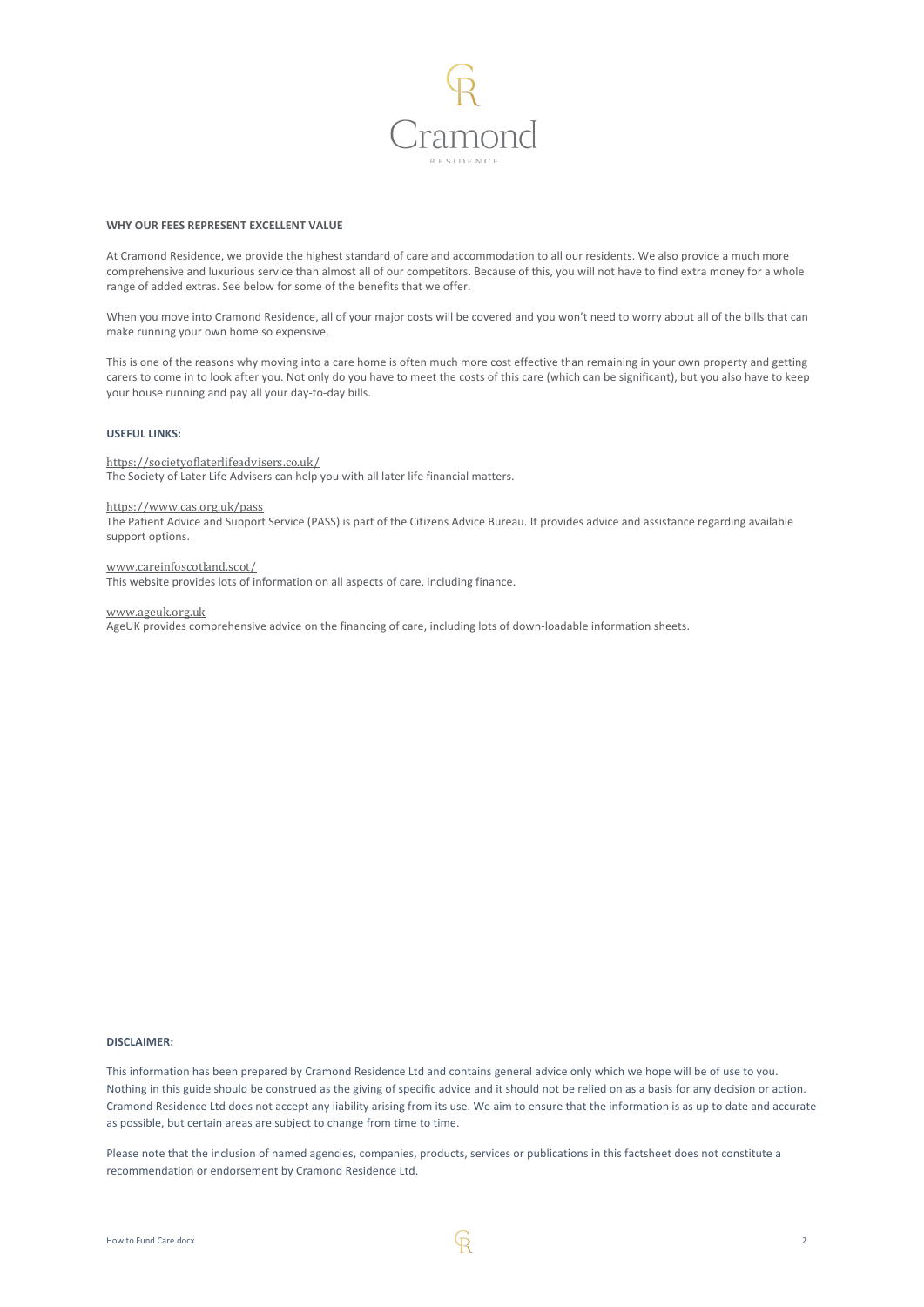**WHY OUR FEES REPRESENT EXCELLENT VALUE**

At Cramond Residence, we provide the highest standard of care and accommodation to all our residents. We also provide a much more comprehensive and luxurious service than almost all of our competitors. Because of this, you will not have to find extra money for a whole range of added extras. See below for some of the benefits that we offer.

When you move into Cramond Residence, all of your major costs will be covered and you won't need to worry about all of the bills that can make running your own home so expensive.

This is one of the reasons why moving into a care home is often much more cost effective than remaining in your own property and getting carers to come in to look after you. Not only do you have to meet the costs of this care (which can be significant), but you also have to keep your house running and pay all your day-to-day bills.

**USEFUL LINKS:**

https://societyoflaterlifeadvisers.co.uk/
The Society of Later Life Advisers can help you with all later life financial matters.

https://www.cas.org.uk/pass
The Patient Advice and Support Service (PASS) is part of the Citizens Advice Bureau. It provides advice and assistance regarding available support options.

www.careinfoscotland.scot/
This website provides lots of information on all aspects of care, including finance.

www.ageuk.org.uk
AgeUK provides comprehensive advice on the financing of care, including lots of down-loadable information sheets.

**DISCLAIMER:**

This information has been prepared by Cramond Residence Ltd and contains general advice only which we hope will be of use to you. Nothing in this guide should be construed as the giving of specific advice and it should not be relied on as a basis for any decision or action. Cramond Residence Ltd does not accept any liability arising from its use. We aim to ensure that the information is as up to date and accurate as possible, but certain areas are subject to change from time to time.

Please note that the inclusion of named agencies, companies, products, services or publications in this factsheet does not constitute a recommendation or endorsement by Cramond Residence Ltd.